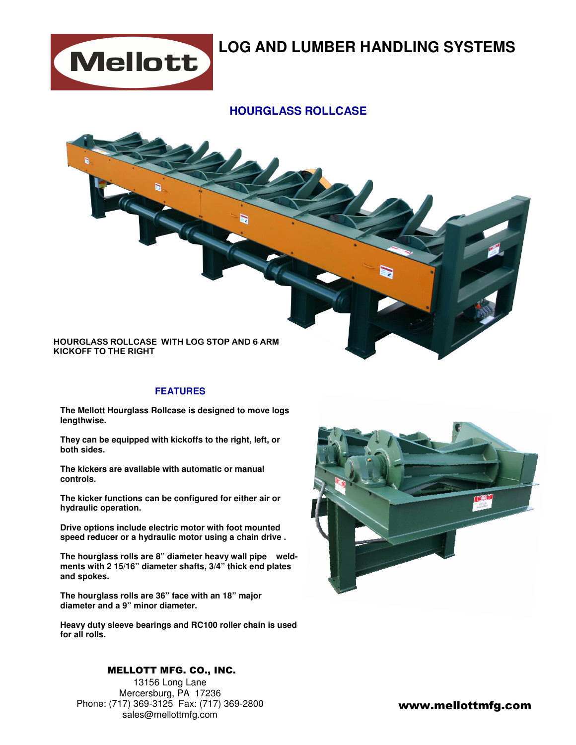# LOG AND LUMBER HANDLING SYSTEMS

## HOURGLASS ROLLCASE

HOURGLASS ROLLCASE WITH LOG STOP AND 6 ARM KICKOFF TO THE RIGHT

### FEATURES

The Mellott Hourglass Rollcase is designed to move logs lengthwise.

They can be equipped with kickoffs to the right, left, or both sides.

The kickers are available with automatic or manual controls.

The kicker functions can be configured for either air or hydraulic operation.

Drive options include electric motor with foot mounted speed reducer or a hydraulic motor using a chain drive .

The hourglass rolls are 8" diameter heavy wall pipe weldments with 2 15/16" diameter shafts, 3/4" thick end plates and spokes.

The hourglass rolls are 36" face with an 18" major diameter and a 9" minor diameter.

Heavy duty sleeve bearings and RC100 roller chain is used for all rolls.

**MELLOTT MFG. CO., INC.**
13156 Long Lane
Mercersburg, PA 17236
Phone: (717) 369-3125 Fax: (717) 369-2800
sales@mellottmfg.com

**www.mellottmfg.com**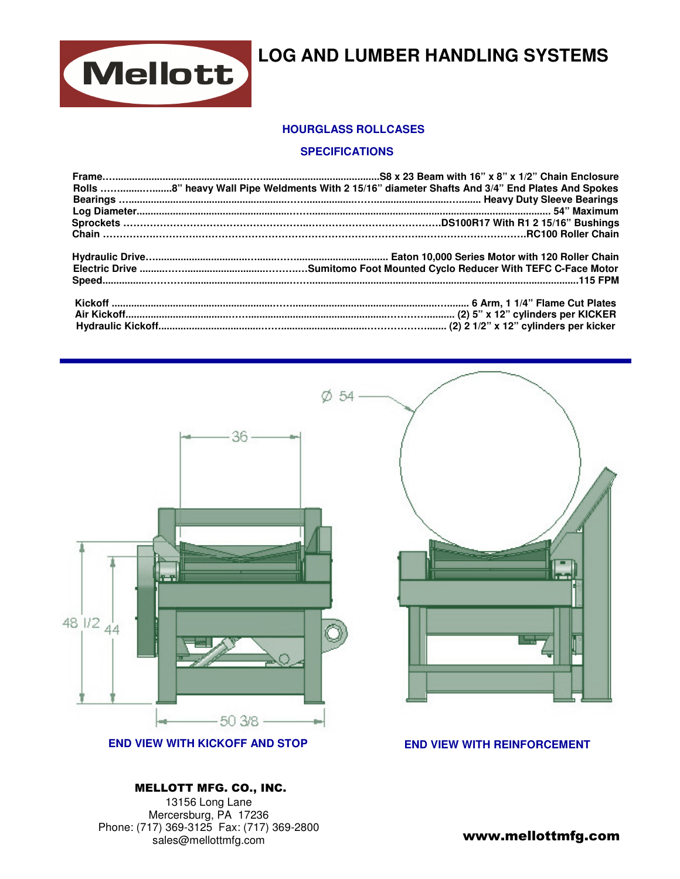# LOG AND LUMBER HANDLING SYSTEMS

## HOURGLASS ROLLCASES

### SPECIFICATIONS

| | |
|---|---|
| Frame | S8 x 23 Beam with 16" x 8" x 1/2" Chain Enclosure |
| Rolls | 8" heavy Wall Pipe Weldments With 2 15/16" diameter Shafts And 3/4" End Plates And Spokes |
| Bearings | Heavy Duty Sleeve Bearings |
| Log Diameter | 54" Maximum |
| Sprockets | DS100R17 With R1 2 15/16" Bushings |
| Chain | RC100 Roller Chain |
| Hydraulic Drive | Eaton 10,000 Series Motor with 120 Roller Chain |
| Electric Drive | Sumitomo Foot Mounted Cyclo Reducer With TEFC C-Face Motor |
| Speed | 115 FPM |
| Kickoff | 6 Arm, 1 1/4" Flame Cut Plates |
| Air Kickoff | (2) 5" x 12" cylinders per KICKER |
| Hydraulic Kickoff | (2) 2 1/2" x 12" cylinders per kicker |

Ø 54

36

48 1/2

44

50 3/8

END VIEW WITH KICKOFF AND STOP

END VIEW WITH REINFORCEMENT

**MELLOTT MFG. CO., INC.**
13156 Long Lane
Mercersburg, PA 17236
Phone: (717) 369-3125 Fax: (717) 369-2800
sales@mellottmfg.com

**www.mellottmfg.com**